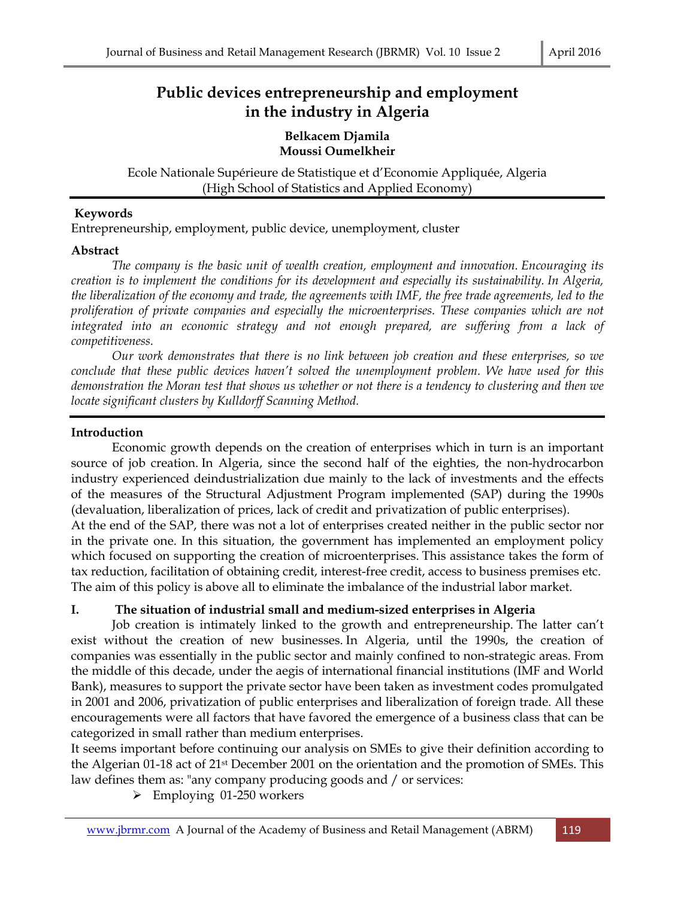# Public devices entrepreneurship and employment in the industry in Algeria

**Belkacem Djamila**
**Moussi Oumelkheir**

Ecole Nationale Supérieure de Statistique et d'Economie Appliquée, Algeria
(High School of Statistics and Applied Economy)

**Keywords**

Entrepreneurship, employment, public device, unemployment, cluster

**Abstract**

*The company is the basic unit of wealth creation, employment and innovation. Encouraging its creation is to implement the conditions for its development and especially its sustainability. In Algeria, the liberalization of the economy and trade, the agreements with IMF, the free trade agreements, led to the proliferation of private companies and especially the microenterprises. These companies which are not integrated into an economic strategy and not enough prepared, are suffering from a lack of competitiveness.*

*Our work demonstrates that there is no link between job creation and these enterprises, so we conclude that these public devices haven't solved the unemployment problem. We have used for this demonstration the Moran test that shows us whether or not there is a tendency to clustering and then we locate significant clusters by Kulldorff Scanning Method.*

## Introduction

Economic growth depends on the creation of enterprises which in turn is an important source of job creation. In Algeria, since the second half of the eighties, the non-hydrocarbon industry experienced deindustrialization due mainly to the lack of investments and the effects of the measures of the Structural Adjustment Program implemented (SAP) during the 1990s (devaluation, liberalization of prices, lack of credit and privatization of public enterprises).

At the end of the SAP, there was not a lot of enterprises created neither in the public sector nor in the private one. In this situation, the government has implemented an employment policy which focused on supporting the creation of microenterprises. This assistance takes the form of tax reduction, facilitation of obtaining credit, interest-free credit, access to business premises etc. The aim of this policy is above all to eliminate the imbalance of the industrial labor market.

## I. The situation of industrial small and medium-sized enterprises in Algeria

Job creation is intimately linked to the growth and entrepreneurship. The latter can't exist without the creation of new businesses. In Algeria, until the 1990s, the creation of companies was essentially in the public sector and mainly confined to non-strategic areas. From the middle of this decade, under the aegis of international financial institutions (IMF and World Bank), measures to support the private sector have been taken as investment codes promulgated in 2001 and 2006, privatization of public enterprises and liberalization of foreign trade. All these encouragements were all factors that have favored the emergence of a business class that can be categorized in small rather than medium enterprises.

It seems important before continuing our analysis on SMEs to give their definition according to the Algerian 01-18 act of 21st December 2001 on the orientation and the promotion of SMEs. This law defines them as: "any company producing goods and / or services:

- Employing 01-250 workers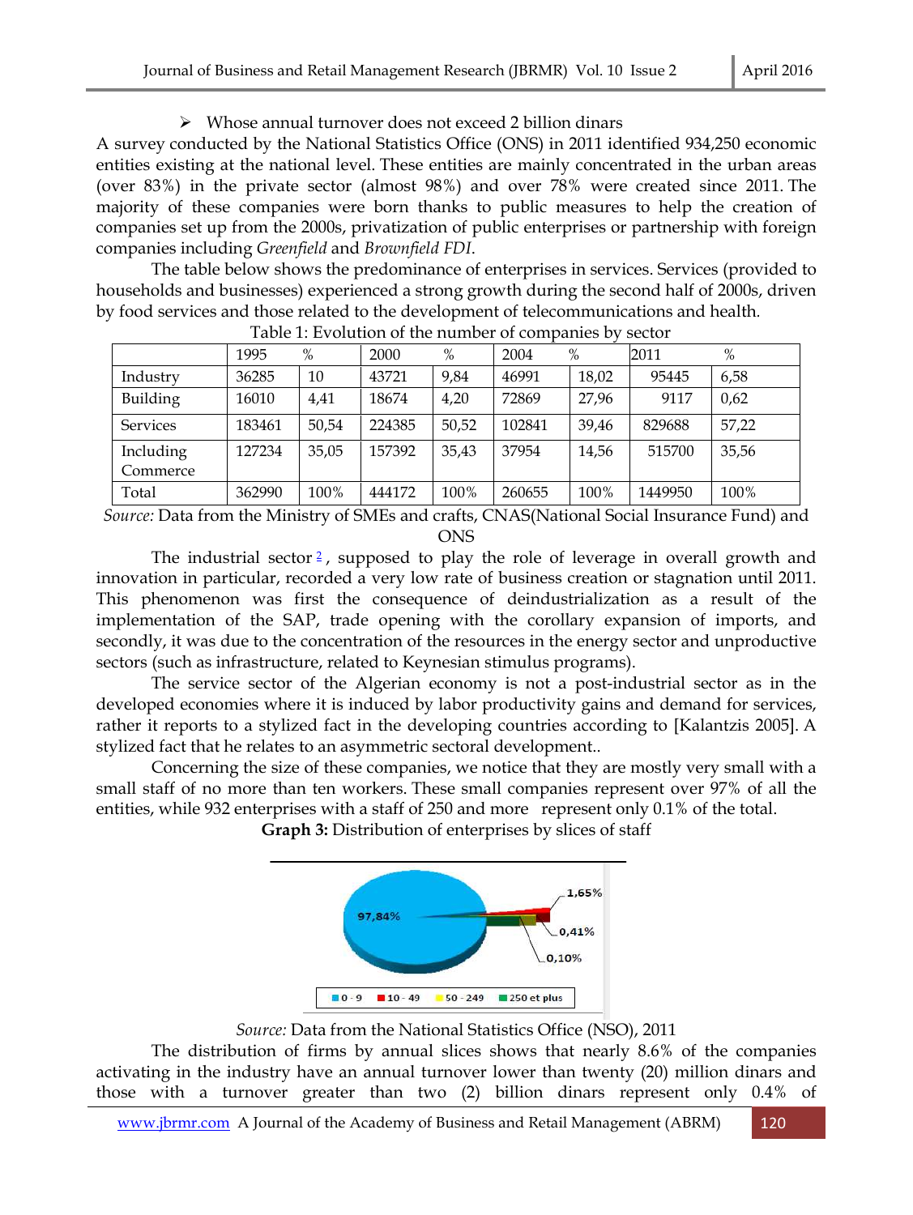➢ Whose annual turnover does not exceed 2 billion dinars

A survey conducted by the National Statistics Office (ONS) in 2011 identified 934,250 economic entities existing at the national level. These entities are mainly concentrated in the urban areas (over 83%) in the private sector (almost 98%) and over 78% were created since 2011. The majority of these companies were born thanks to public measures to help the creation of companies set up from the 2000s, privatization of public enterprises or partnership with foreign companies including *Greenfield* and *Brownfield FDI*.

The table below shows the predominance of enterprises in services. Services (provided to households and businesses) experienced a strong growth during the second half of 2000s, driven by food services and those related to the development of telecommunications and health.

Table 1: Evolution of the number of companies by sector

| | 1995 | % | 2000 | % | 2004 | % | 2011 | % |
|---|---|---|---|---|---|---|---|---|
| Industry | 36285 | 10 | 43721 | 9,84 | 46991 | 18,02 | 95445 | 6,58 |
| Building | 16010 | 4,41 | 18674 | 4,20 | 72869 | 27,96 | 9117 | 0,62 |
| Services | 183461 | 50,54 | 224385 | 50,52 | 102841 | 39,46 | 829688 | 57,22 |
| Including Commerce | 127234 | 35,05 | 157392 | 35,43 | 37954 | 14,56 | 515700 | 35,56 |
| Total | 362990 | 100% | 444172 | 100% | 260655 | 100% | 1449950 | 100% |

*Source:* Data from the Ministry of SMEs and crafts, CNAS(National Social Insurance Fund) and ONS

The industrial sector [2], supposed to play the role of leverage in overall growth and innovation in particular, recorded a very low rate of business creation or stagnation until 2011. This phenomenon was first the consequence of deindustrialization as a result of the implementation of the SAP, trade opening with the corollary expansion of imports, and secondly, it was due to the concentration of the resources in the energy sector and unproductive sectors (such as infrastructure, related to Keynesian stimulus programs).

The service sector of the Algerian economy is not a post-industrial sector as in the developed economies where it is induced by labor productivity gains and demand for services, rather it reports to a stylized fact in the developing countries according to [Kalantzis 2005]. A stylized fact that he relates to an asymmetric sectoral development..

Concerning the size of these companies, we notice that they are mostly very small with a small staff of no more than ten workers. These small companies represent over 97% of all the entities, while 932 enterprises with a staff of 250 and more represent only 0.1% of the total.

**Graph 3:** Distribution of enterprises by slices of staff

97,84% | 1,65% | 0,41% | 0,10%

0 - 9 | 10 - 49 | 50 - 249 | 250 et plus

*Source:* Data from the National Statistics Office (NSO), 2011

The distribution of firms by annual slices shows that nearly 8.6% of the companies activating in the industry have an annual turnover lower than twenty (20) million dinars and those with a turnover greater than two (2) billion dinars represent only 0.4% of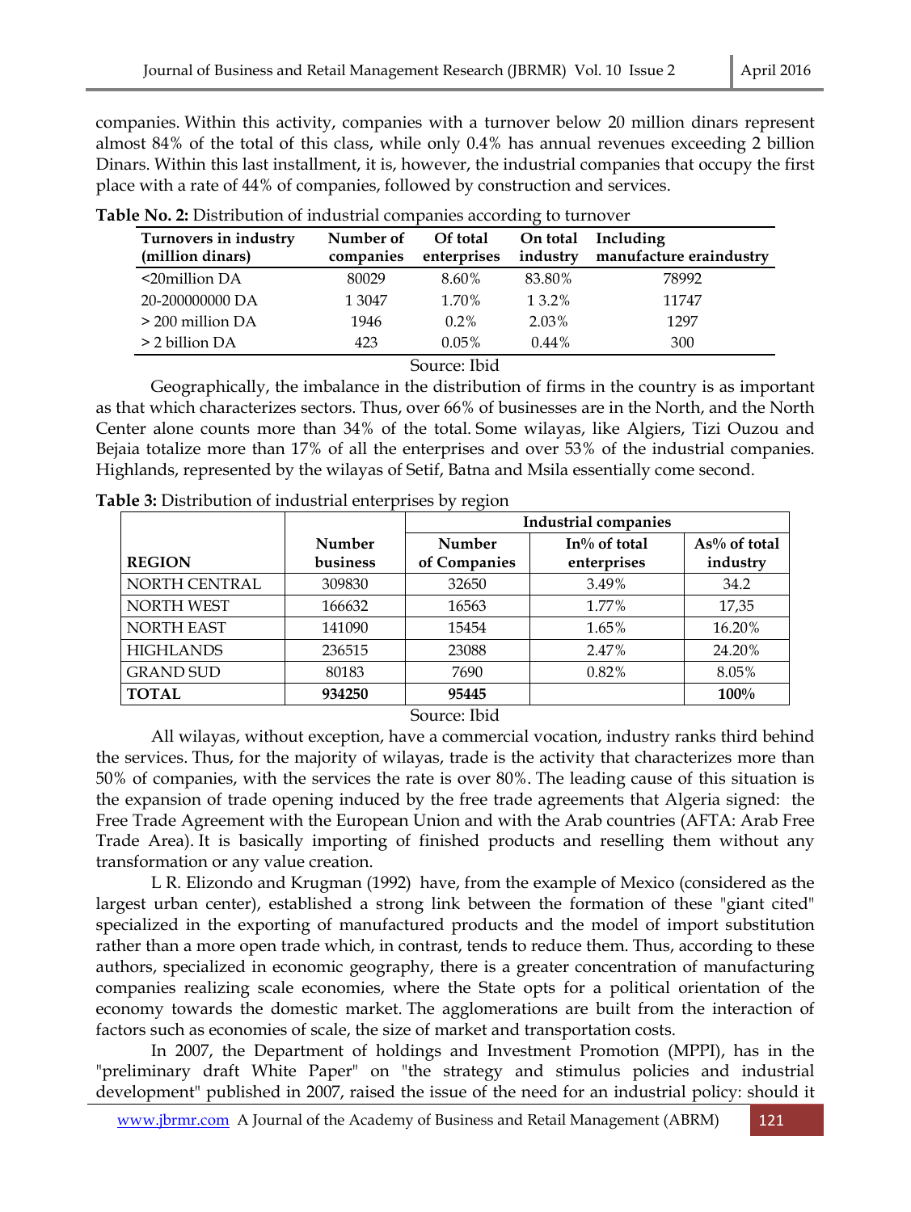companies. Within this activity, companies with a turnover below 20 million dinars represent almost 84% of the total of this class, while only 0.4% has annual revenues exceeding 2 billion Dinars. Within this last installment, it is, however, the industrial companies that occupy the first place with a rate of 44% of companies, followed by construction and services.

**Table No. 2:** Distribution of industrial companies according to turnover

| Turnovers in industry (million dinars) | Number of companies | Of total enterprises | On total industry | Including manufacture eraindustry |
|---|---|---|---|---|
| <20million DA | 80029 | 8.60% | 83.80% | 78992 |
| 20-200000000 DA | 1 3047 | 1.70% | 1 3.2% | 11747 |
| > 200 million DA | 1946 | 0.2% | 2.03% | 1297 |
| > 2 billion DA | 423 | 0.05% | 0.44% | 300 |

Source: Ibid

Geographically, the imbalance in the distribution of firms in the country is as important as that which characterizes sectors. Thus, over 66% of businesses are in the North, and the North Center alone counts more than 34% of the total. Some wilayas, like Algiers, Tizi Ouzou and Bejaia totalize more than 17% of all the enterprises and over 53% of the industrial companies. Highlands, represented by the wilayas of Setif, Batna and Msila essentially come second.

**Table 3:** Distribution of industrial enterprises by region

| | | Industrial companies | | |
|---|---|---|---|---|
| **REGION** | **Number business** | **Number of Companies** | **In% of total enterprises** | **As% of total industry** |
| NORTH CENTRAL | 309830 | 32650 | 3.49% | 34.2 |
| NORTH WEST | 166632 | 16563 | 1.77% | 17,35 |
| NORTH EAST | 141090 | 15454 | 1.65% | 16.20% |
| HIGHLANDS | 236515 | 23088 | 2.47% | 24.20% |
| GRAND SUD | 80183 | 7690 | 0.82% | 8.05% |
| **TOTAL** | **934250** | **95445** | | **100%** |

Source: Ibid

All wilayas, without exception, have a commercial vocation, industry ranks third behind the services. Thus, for the majority of wilayas, trade is the activity that characterizes more than 50% of companies, with the services the rate is over 80%. The leading cause of this situation is the expansion of trade opening induced by the free trade agreements that Algeria signed: the Free Trade Agreement with the European Union and with the Arab countries (AFTA: Arab Free Trade Area). It is basically importing of finished products and reselling them without any transformation or any value creation.

L R. Elizondo and Krugman (1992) have, from the example of Mexico (considered as the largest urban center), established a strong link between the formation of these "giant cited" specialized in the exporting of manufactured products and the model of import substitution rather than a more open trade which, in contrast, tends to reduce them. Thus, according to these authors, specialized in economic geography, there is a greater concentration of manufacturing companies realizing scale economies, where the State opts for a political orientation of the economy towards the domestic market. The agglomerations are built from the interaction of factors such as economies of scale, the size of market and transportation costs.

In 2007, the Department of holdings and Investment Promotion (MPPI), has in the "preliminary draft White Paper" on "the strategy and stimulus policies and industrial development" published in 2007, raised the issue of the need for an industrial policy: should it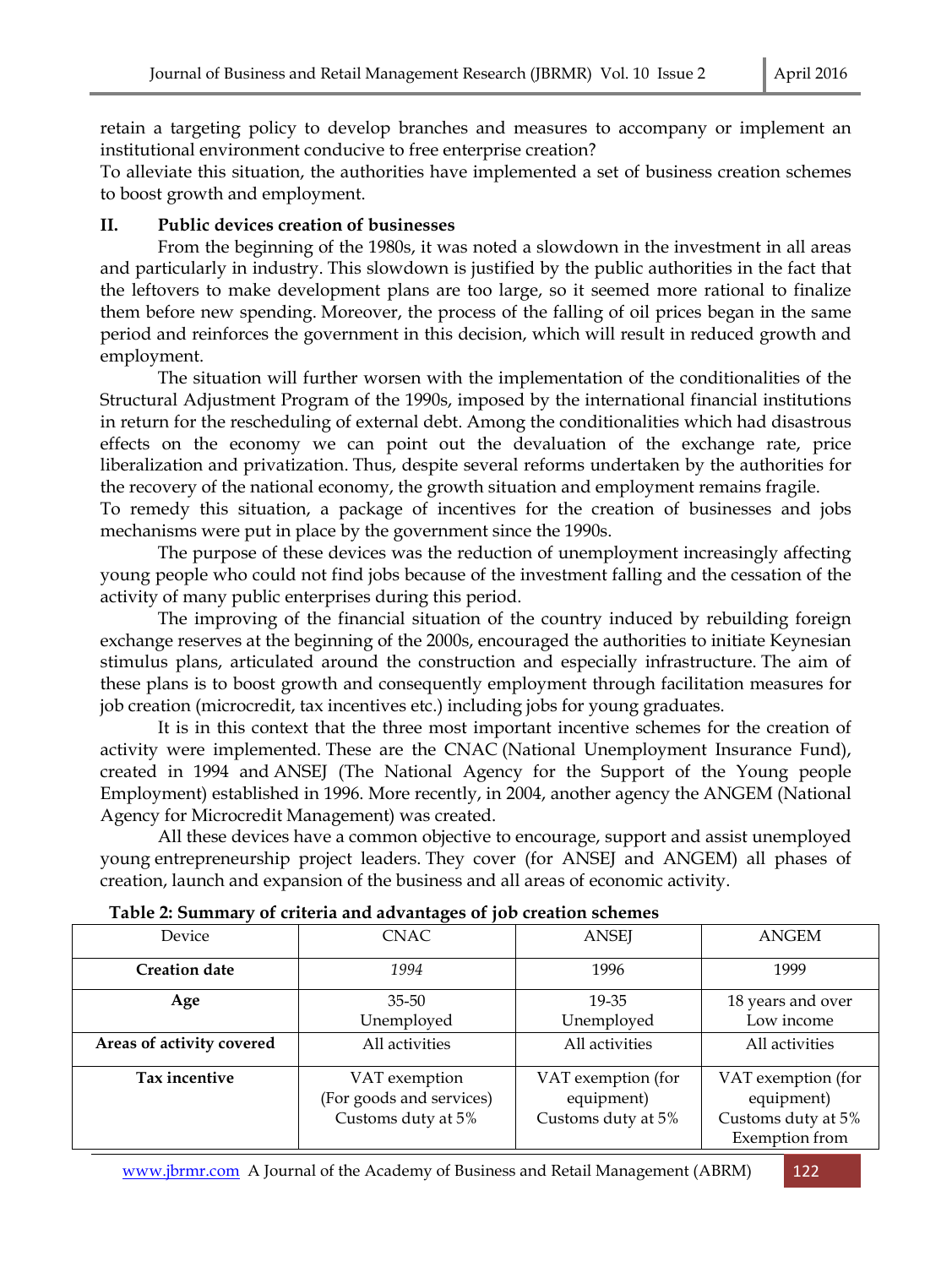retain a targeting policy to develop branches and measures to accompany or implement an institutional environment conducive to free enterprise creation?

To alleviate this situation, the authorities have implemented a set of business creation schemes to boost growth and employment.

## II. Public devices creation of businesses

From the beginning of the 1980s, it was noted a slowdown in the investment in all areas and particularly in industry. This slowdown is justified by the public authorities in the fact that the leftovers to make development plans are too large, so it seemed more rational to finalize them before new spending. Moreover, the process of the falling of oil prices began in the same period and reinforces the government in this decision, which will result in reduced growth and employment.

The situation will further worsen with the implementation of the conditionalities of the Structural Adjustment Program of the 1990s, imposed by the international financial institutions in return for the rescheduling of external debt. Among the conditionalities which had disastrous effects on the economy we can point out the devaluation of the exchange rate, price liberalization and privatization. Thus, despite several reforms undertaken by the authorities for the recovery of the national economy, the growth situation and employment remains fragile.

To remedy this situation, a package of incentives for the creation of businesses and jobs mechanisms were put in place by the government since the 1990s.

The purpose of these devices was the reduction of unemployment increasingly affecting young people who could not find jobs because of the investment falling and the cessation of the activity of many public enterprises during this period.

The improving of the financial situation of the country induced by rebuilding foreign exchange reserves at the beginning of the 2000s, encouraged the authorities to initiate Keynesian stimulus plans, articulated around the construction and especially infrastructure. The aim of these plans is to boost growth and consequently employment through facilitation measures for job creation (microcredit, tax incentives etc.) including jobs for young graduates.

It is in this context that the three most important incentive schemes for the creation of activity were implemented. These are the CNAC (National Unemployment Insurance Fund), created in 1994 and ANSEJ (The National Agency for the Support of the Young people Employment) established in 1996. More recently, in 2004, another agency the ANGEM (National Agency for Microcredit Management) was created.

All these devices have a common objective to encourage, support and assist unemployed young entrepreneurship project leaders. They cover (for ANSEJ and ANGEM) all phases of creation, launch and expansion of the business and all areas of economic activity.

**Table 2: Summary of criteria and advantages of job creation schemes**

| Device | CNAC | ANSEJ | ANGEM |
|---|---|---|---|
| **Creation date** | *1994* | 1996 | 1999 |
| **Age** | 35-50<br>Unemployed | 19-35<br>Unemployed | 18 years and over<br>Low income |
| **Areas of activity covered** | All activities | All activities | All activities |
| **Tax incentive** | VAT exemption<br>(For goods and services)<br>Customs duty at 5% | VAT exemption (for equipment)<br>Customs duty at 5% | VAT exemption (for equipment)<br>Customs duty at 5%<br>Exemption from |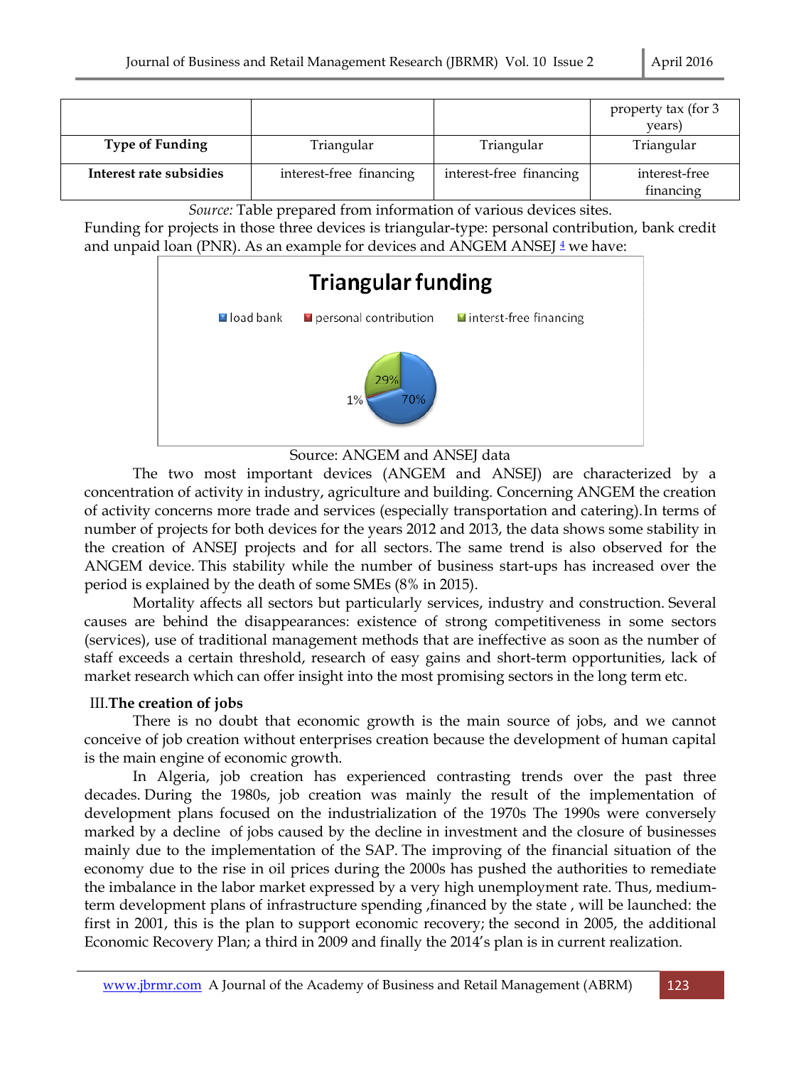|  |  |  | property tax (for 3 years) |
|---|---|---|---|
| **Type of Funding** | Triangular | Triangular | Triangular |
| **Interest rate subsidies** | interest-free financing | interest-free financing | interest-free financing |

*Source:* Table prepared from information of various devices sites.

Funding for projects in those three devices is triangular-type: personal contribution, bank credit and unpaid loan (PNR). As an example for devices and ANGEM ANSEJ [4] we have:

**Triangular funding**

load bank | personal contribution | interst-free financing

70% | 1% | 29%

Source: ANGEM and ANSEJ data

The two most important devices (ANGEM and ANSEJ) are characterized by a concentration of activity in industry, agriculture and building. Concerning ANGEM the creation of activity concerns more trade and services (especially transportation and catering). In terms of number of projects for both devices for the years 2012 and 2013, the data shows some stability in the creation of ANSEJ projects and for all sectors. The same trend is also observed for the ANGEM device. This stability while the number of business start-ups has increased over the period is explained by the death of some SMEs (8% in 2015).

Mortality affects all sectors but particularly services, industry and construction. Several causes are behind the disappearances: existence of strong competitiveness in some sectors (services), use of traditional management methods that are ineffective as soon as the number of staff exceeds a certain threshold, research of easy gains and short-term opportunities, lack of market research which can offer insight into the most promising sectors in the long term etc.

## III. The creation of jobs

There is no doubt that economic growth is the main source of jobs, and we cannot conceive of job creation without enterprises creation because the development of human capital is the main engine of economic growth.

In Algeria, job creation has experienced contrasting trends over the past three decades. During the 1980s, job creation was mainly the result of the implementation of development plans focused on the industrialization of the 1970s The 1990s were conversely marked by a decline of jobs caused by the decline in investment and the closure of businesses mainly due to the implementation of the SAP. The improving of the financial situation of the economy due to the rise in oil prices during the 2000s has pushed the authorities to remediate the imbalance in the labor market expressed by a very high unemployment rate. Thus, medium-term development plans of infrastructure spending ,financed by the state , will be launched: the first in 2001, this is the plan to support economic recovery; the second in 2005, the additional Economic Recovery Plan; a third in 2009 and finally the 2014's plan is in current realization.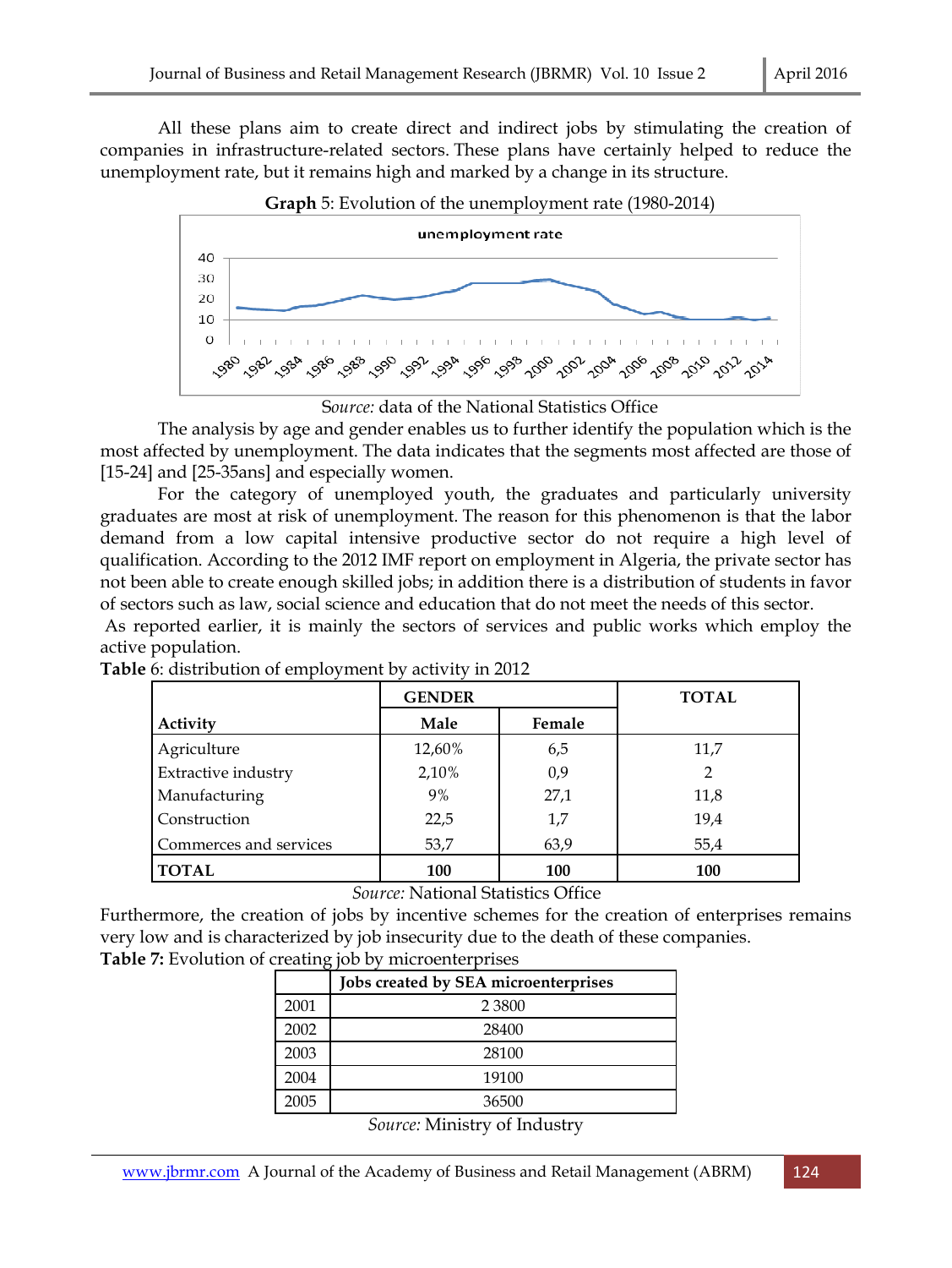All these plans aim to create direct and indirect jobs by stimulating the creation of companies in infrastructure-related sectors. These plans have certainly helped to reduce the unemployment rate, but it remains high and marked by a change in its structure.

**Graph** 5: Evolution of the unemployment rate (1980-2014)

*Source:* data of the National Statistics Office

The analysis by age and gender enables us to further identify the population which is the most affected by unemployment. The data indicates that the segments most affected are those of [15-24] and [25-35ans] and especially women.

For the category of unemployed youth, the graduates and particularly university graduates are most at risk of unemployment. The reason for this phenomenon is that the labor demand from a low capital intensive productive sector do not require a high level of qualification. According to the 2012 IMF report on employment in Algeria, the private sector has not been able to create enough skilled jobs; in addition there is a distribution of students in favor of sectors such as law, social science and education that do not meet the needs of this sector.

As reported earlier, it is mainly the sectors of services and public works which employ the active population.

**Table** 6: distribution of employment by activity in 2012

| | GENDER | | TOTAL |
|---|---|---|---|
| **Activity** | **Male** | **Female** | |
| Agriculture | 12,60% | 6,5 | 11,7 |
| Extractive industry | 2,10% | 0,9 | 2 |
| Manufacturing | 9% | 27,1 | 11,8 |
| Construction | 22,5 | 1,7 | 19,4 |
| Commerces and services | 53,7 | 63,9 | 55,4 |
| **TOTAL** | **100** | **100** | **100** |

*Source:* National Statistics Office

Furthermore, the creation of jobs by incentive schemes for the creation of enterprises remains very low and is characterized by job insecurity due to the death of these companies.

**Table 7:** Evolution of creating job by microenterprises

| | Jobs created by SEA microenterprises |
|---|---|
| 2001 | 2 3800 |
| 2002 | 28400 |
| 2003 | 28100 |
| 2004 | 19100 |
| 2005 | 36500 |

*Source:* Ministry of Industry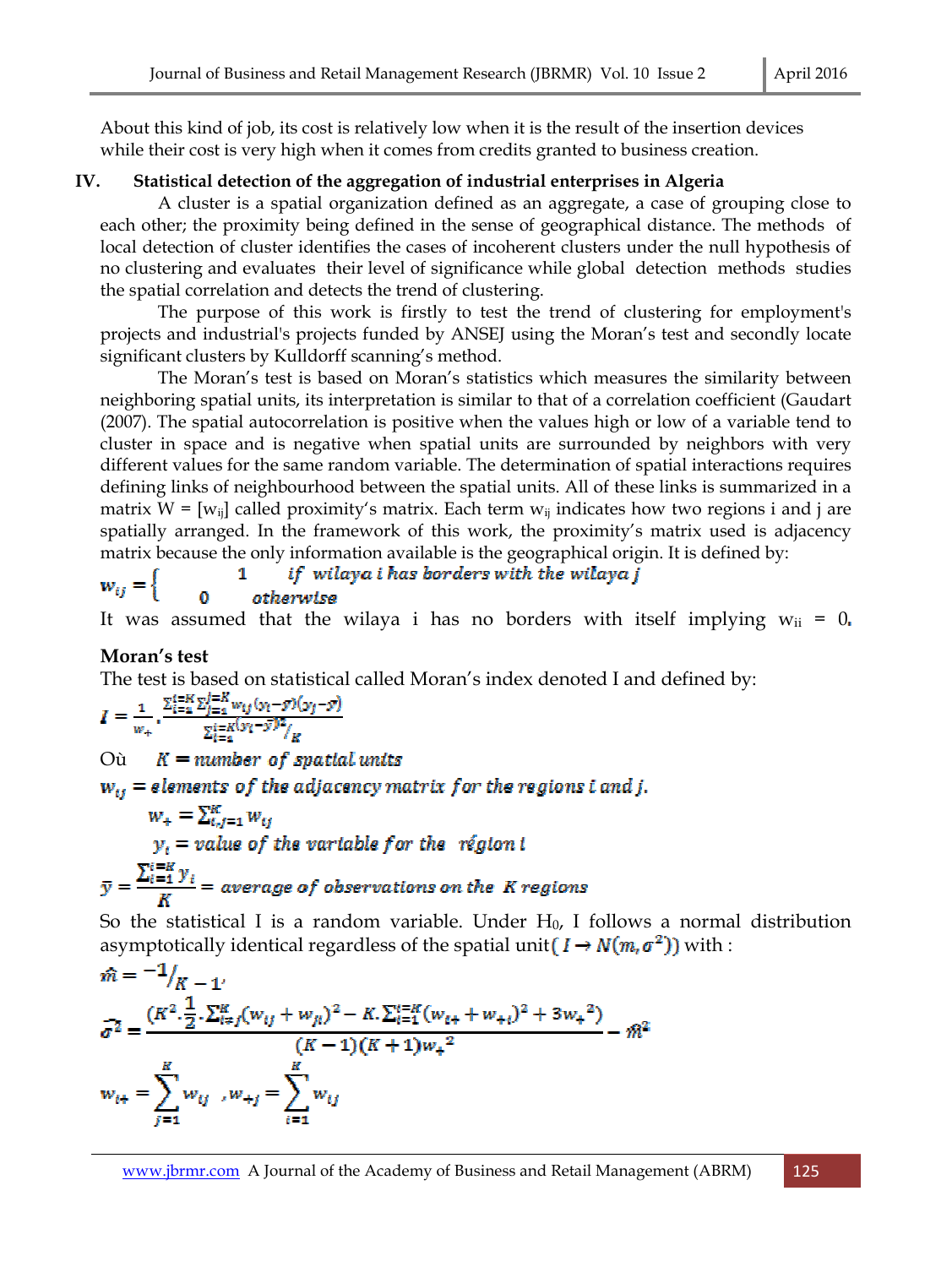About this kind of job, its cost is relatively low when it is the result of the insertion devices while their cost is very high when it comes from credits granted to business creation.

## IV. Statistical detection of the aggregation of industrial enterprises in Algeria

A cluster is a spatial organization defined as an aggregate, a case of grouping close to each other; the proximity being defined in the sense of geographical distance. The methods of local detection of cluster identifies the cases of incoherent clusters under the null hypothesis of no clustering and evaluates their level of significance while global detection methods studies the spatial correlation and detects the trend of clustering.

The purpose of this work is firstly to test the trend of clustering for employment's projects and industrial's projects funded by ANSEJ using the Moran's test and secondly locate significant clusters by Kulldorff scanning's method.

The Moran's test is based on Moran's statistics which measures the similarity between neighboring spatial units, its interpretation is similar to that of a correlation coefficient (Gaudart (2007). The spatial autocorrelation is positive when the values high or low of a variable tend to cluster in space and is negative when spatial units are surrounded by neighbors with very different values for the same random variable. The determination of spatial interactions requires defining links of neighbourhood between the spatial units. All of these links is summarized in a matrix W = [$w_{ij}$] called proximity's matrix. Each term $w_{ij}$ indicates how two regions i and j are spatially arranged. In the framework of this work, the proximity's matrix used is adjacency matrix because the only information available is the geographical origin. It is defined by:

$$w_{ij} = \begin{cases} 1 & \text{if wilaya } i \text{ has borders with the wilaya } j \\ 0 & \text{otherwise} \end{cases}$$

It was assumed that the wilaya i has no borders with itself implying $w_{ii} = 0$.

**Moran's test**

The test is based on statistical called Moran's index denoted I and defined by:

$$I = \frac{1}{w_+} \cdot \frac{\sum_{i=1}^{i=K} \sum_{j=1}^{j=K} w_{ij}(y_i - \bar{y})(y_j - \bar{y})}{\sum_{i=1}^{i=K}(y_i - \bar{y})^2 / K}$$

Où $K = \text{number of spatial units}$

$w_{ij} = \text{elements of the adjacency matrix for the regions } i \text{ and } j.$

$w_+ = \sum_{i,j=1}^{K} w_{ij}$

$y_i = \text{value of the variable for the région } i$

$$\bar{y} = \frac{\sum_{i=1}^{i=K} y_i}{K} = \text{average of observations on the } K \text{ regions}$$

So the statistical I is a random variable. Under $H_0$, I follows a normal distribution asymptotically identical regardless of the spatial unit $(I \rightarrow N(m, \sigma^2))$ with :

$$\hat{m} = {}^{-1}/_{K-1},$$

$$\hat{\sigma^2} = \frac{\left(K^2 \cdot \frac{1}{2} \cdot \sum_{i \neq j}^{K} (w_{ij} + w_{ji})^2 - K \cdot \sum_{i=1}^{i=K} (w_{i+} + w_{+i})^2 + 3 w_+^2\right)}{(K-1)(K+1) w_+^2} - \hat{m}^2$$

$$w_{i+} = \sum_{j=1}^{K} w_{ij} \quad , w_{+j} = \sum_{i=1}^{K} w_{ij}$$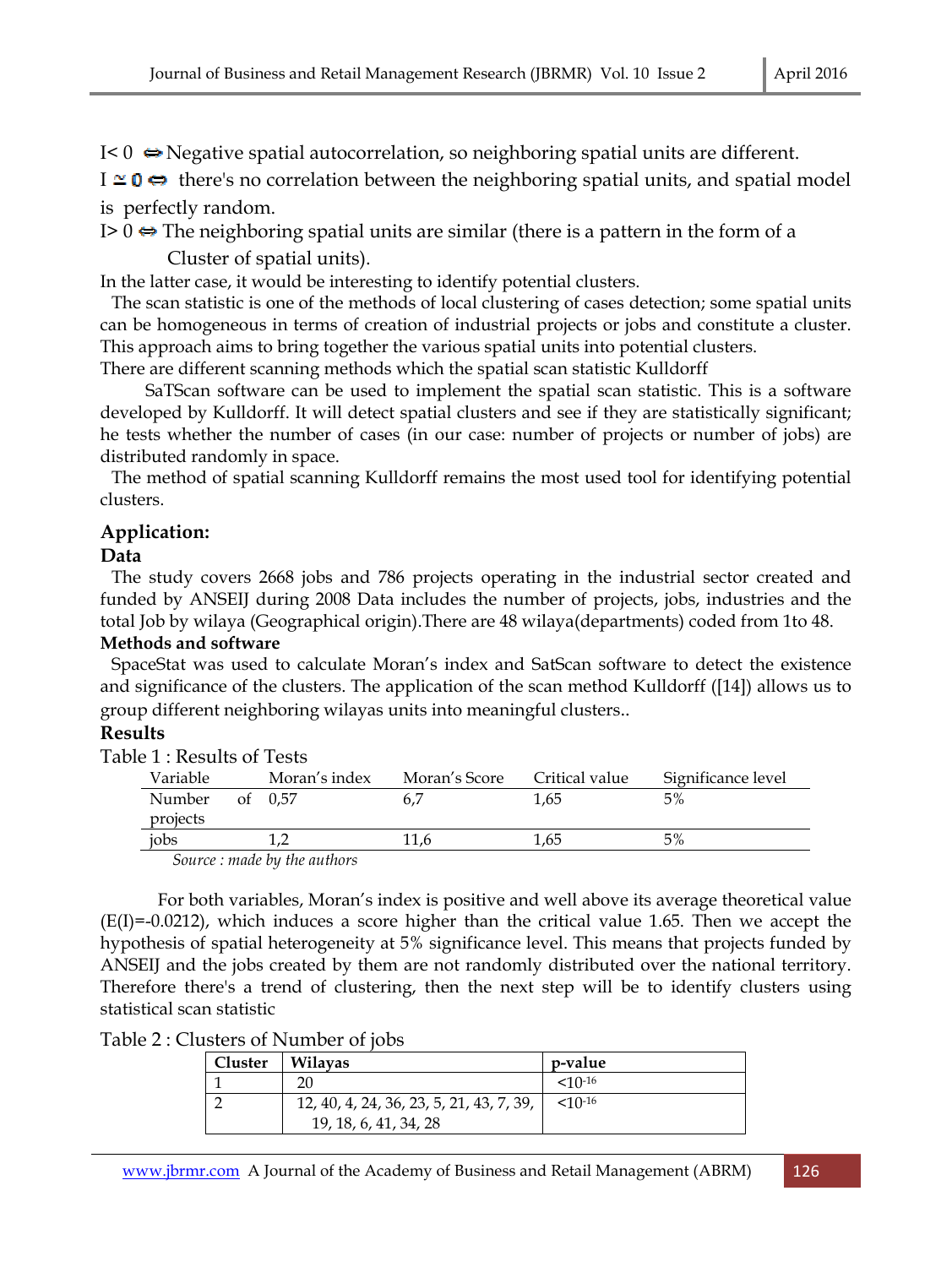I< 0 ⇔ Negative spatial autocorrelation, so neighboring spatial units are different.

I $\simeq 0$ ⇔ there's no correlation between the neighboring spatial units, and spatial model is perfectly random.

I> 0 ⇔ The neighboring spatial units are similar (there is a pattern in the form of a Cluster of spatial units).

In the latter case, it would be interesting to identify potential clusters.

The scan statistic is one of the methods of local clustering of cases detection; some spatial units can be homogeneous in terms of creation of industrial projects or jobs and constitute a cluster. This approach aims to bring together the various spatial units into potential clusters.

There are different scanning methods which the spatial scan statistic Kulldorff

SaTScan software can be used to implement the spatial scan statistic. This is a software developed by Kulldorff. It will detect spatial clusters and see if they are statistically significant; he tests whether the number of cases (in our case: number of projects or number of jobs) are distributed randomly in space.

The method of spatial scanning Kulldorff remains the most used tool for identifying potential clusters.

## Application:

### Data

The study covers 2668 jobs and 786 projects operating in the industrial sector created and funded by ANSEIJ during 2008 Data includes the number of projects, jobs, industries and the total Job by wilaya (Geographical origin).There are 48 wilaya(departments) coded from 1to 48.

### Methods and software

SpaceStat was used to calculate Moran's index and SatScan software to detect the existence and significance of the clusters. The application of the scan method Kulldorff ([14]) allows us to group different neighboring wilayas units into meaningful clusters..

### Results

Table 1 : Results of Tests

| Variable | Moran's index | Moran's Score | Critical value | Significance level |
|---|---|---|---|---|
| Number of projects | 0,57 | 6,7 | 1,65 | 5% |
| jobs | 1,2 | 11,6 | 1,65 | 5% |

*Source : made by the authors*

For both variables, Moran's index is positive and well above its average theoretical value (E(I)=-0.0212), which induces a score higher than the critical value 1.65. Then we accept the hypothesis of spatial heterogeneity at 5% significance level. This means that projects funded by ANSEIJ and the jobs created by them are not randomly distributed over the national territory. Therefore there's a trend of clustering, then the next step will be to identify clusters using statistical scan statistic

Table 2 : Clusters of Number of jobs

| Cluster | Wilayas | p-value |
|---|---|---|
| 1 | 20 | $<10^{-16}$ |
| 2 | 12, 40, 4, 24, 36, 23, 5, 21, 43, 7, 39, 19, 18, 6, 41, 34, 28 | $<10^{-16}$ |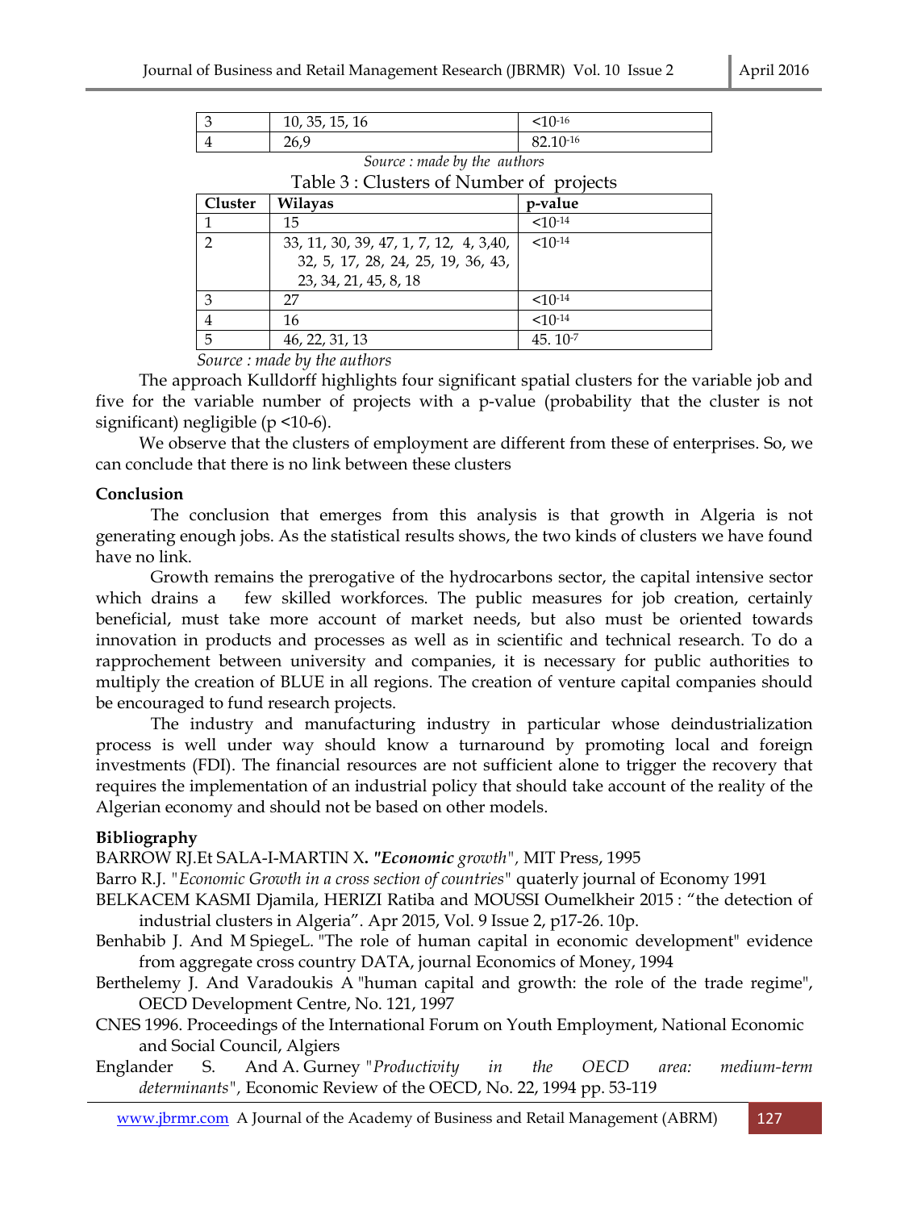| 3 | 10, 35, 15, 16 | $<10^{-16}$ |
|---|---|---|
| 4 | 26,9 | $82.10^{-16}$ |

*Source : made by the authors*

Table 3 : Clusters of Number of projects

| Cluster | Wilayas | p-value |
|---|---|---|
| 1 | 15 | $<10^{-14}$ |
| 2 | 33, 11, 30, 39, 47, 1, 7, 12, 4, 3,40, 32, 5, 17, 28, 24, 25, 19, 36, 43, 23, 34, 21, 45, 8, 18 | $<10^{-14}$ |
| 3 | 27 | $<10^{-14}$ |
| 4 | 16 | $<10^{-14}$ |
| 5 | 46, 22, 31, 13 | $45.\ 10^{-7}$ |

*Source : made by the authors*

The approach Kulldorff highlights four significant spatial clusters for the variable job and five for the variable number of projects with a p-value (probability that the cluster is not significant) negligible ($p < 10^{-6}$).

We observe that the clusters of employment are different from these of enterprises. So, we can conclude that there is no link between these clusters

## Conclusion

The conclusion that emerges from this analysis is that growth in Algeria is not generating enough jobs. As the statistical results shows, the two kinds of clusters we have found have no link.

Growth remains the prerogative of the hydrocarbons sector, the capital intensive sector which drains a few skilled workforces. The public measures for job creation, certainly beneficial, must take more account of market needs, but also must be oriented towards innovation in products and processes as well as in scientific and technical research. To do a rapprochement between university and companies, it is necessary for public authorities to multiply the creation of BLUE in all regions. The creation of venture capital companies should be encouraged to fund research projects.

The industry and manufacturing industry in particular whose deindustrialization process is well under way should know a turnaround by promoting local and foreign investments (FDI). The financial resources are not sufficient alone to trigger the recovery that requires the implementation of an industrial policy that should take account of the reality of the Algerian economy and should not be based on other models.

## Bibliography

BARROW RJ.Et SALA-I-MARTIN X**. *"Economic** growth",* MIT Press, 1995

Barro R.J. *"Economic Growth in a cross section of countries"* quaterly journal of Economy 1991

BELKACEM KASMI Djamila, HERIZI Ratiba and MOUSSI Oumelkheir 2015 : "the detection of industrial clusters in Algeria". Apr 2015, Vol. 9 Issue 2, p17-26. 10p.

Benhabib J. And M SpiegeL. "The role of human capital in economic development" evidence from aggregate cross country DATA, journal Economics of Money, 1994

Berthelemy J. And Varadoukis A "human capital and growth: the role of the trade regime", OECD Development Centre, No. 121, 1997

CNES 1996. Proceedings of the International Forum on Youth Employment, National Economic and Social Council, Algiers

Englander S. And A. Gurney *"Productivity in the OECD area: medium-term determinants",* Economic Review of the OECD, No. 22, 1994 pp. 53-119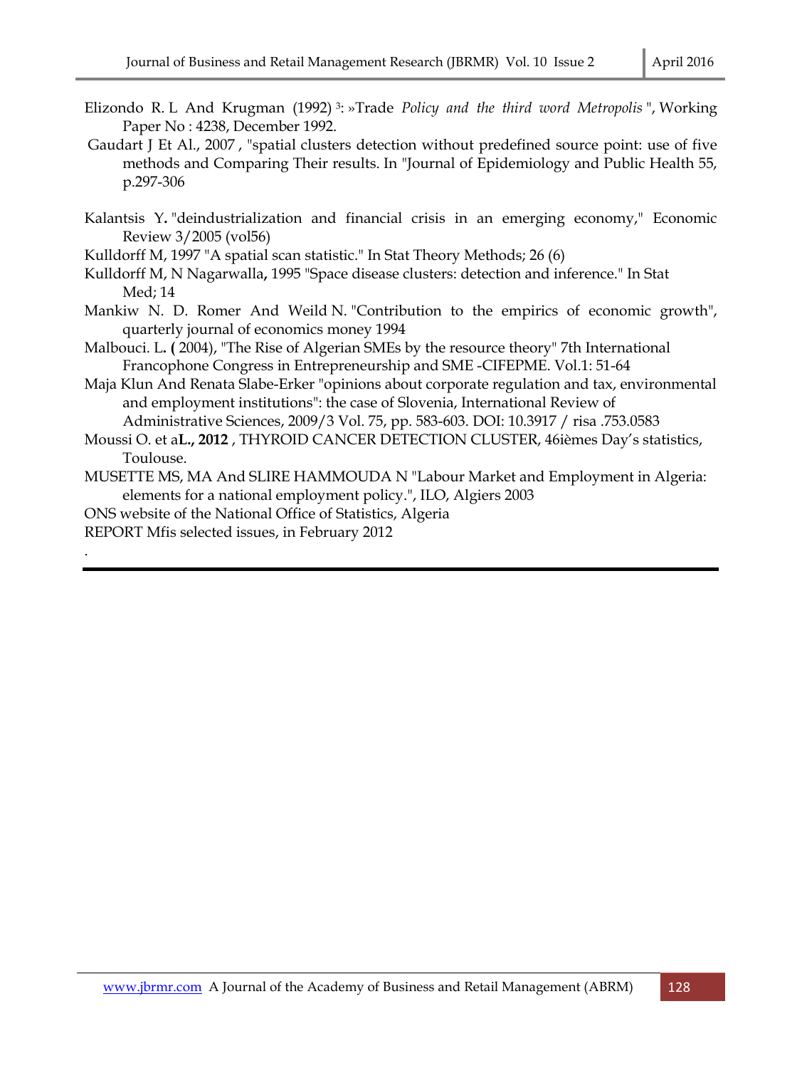Elizondo R. L And Krugman (1992) [3]: »Trade *Policy and the third word Metropolis* ", Working Paper No : 4238, December 1992.

Gaudart J Et Al., 2007 , "spatial clusters detection without predefined source point: use of five methods and Comparing Their results. In "Journal of Epidemiology and Public Health 55, p.297-306

Kalantsis Y**.** "deindustrialization and financial crisis in an emerging economy," Economic Review 3/2005 (vol56)

Kulldorff M, 1997 "A spatial scan statistic." In Stat Theory Methods; 26 (6)

Kulldorff M, N Nagarwalla**,** 1995 "Space disease clusters: detection and inference." In Stat Med; 14

Mankiw N. D. Romer And Weild N. "Contribution to the empirics of economic growth", quarterly journal of economics money 1994

Malbouci. L**. (** 2004), "The Rise of Algerian SMEs by the resource theory" 7th International Francophone Congress in Entrepreneurship and SME -CIFEPME. Vol.1: 51-64

Maja Klun And Renata Slabe-Erker "opinions about corporate regulation and tax, environmental and employment institutions": the case of Slovenia, International Review of Administrative Sciences, 2009/3 Vol. 75, pp. 583-603. DOI: 10.3917 / risa .753.0583

Moussi O. et a**L., 2012** , THYROID CANCER DETECTION CLUSTER, 46ièmes Day's statistics, Toulouse.

MUSETTE MS, MA And SLIRE HAMMOUDA N "Labour Market and Employment in Algeria: elements for a national employment policy.", ILO, Algiers 2003

ONS website of the National Office of Statistics, Algeria

REPORT Mfis selected issues, in February 2012